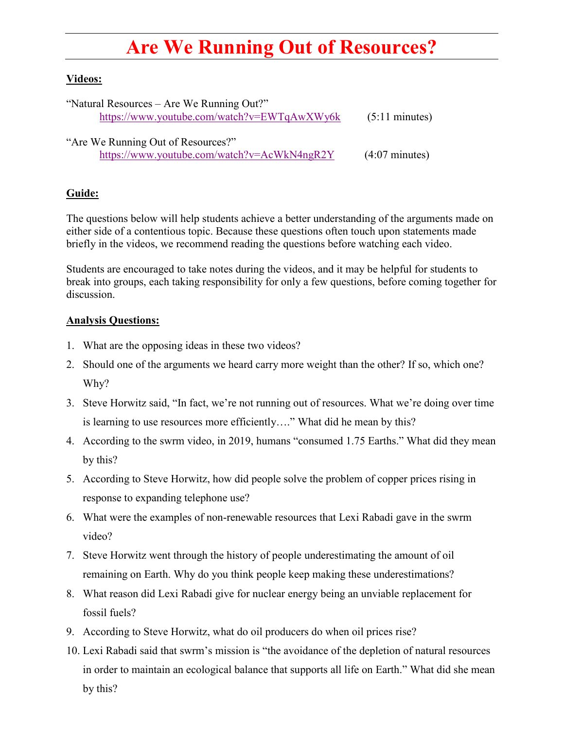# Are We Running Out of Resources?

**Videos:**

"Natural Resources – Are We Running Out?"
[https://www.youtube.com/watch?v=EWTqAwXWy6k](https://www.youtube.com/watch?v=EWTqAwXWy6k) (5:11 minutes)

"Are We Running Out of Resources?"
[https://www.youtube.com/watch?v=AcWkN4ngR2Y](https://www.youtube.com/watch?v=AcWkN4ngR2Y) (4:07 minutes)

**Guide:**

The questions below will help students achieve a better understanding of the arguments made on either side of a contentious topic. Because these questions often touch upon statements made briefly in the videos, we recommend reading the questions before watching each video.

Students are encouraged to take notes during the videos, and it may be helpful for students to break into groups, each taking responsibility for only a few questions, before coming together for discussion.

**Analysis Questions:**

1. What are the opposing ideas in these two videos?
2. Should one of the arguments we heard carry more weight than the other? If so, which one? Why?
3. Steve Horwitz said, "In fact, we're not running out of resources. What we're doing over time is learning to use resources more efficiently…." What did he mean by this?
4. According to the swrm video, in 2019, humans "consumed 1.75 Earths." What did they mean by this?
5. According to Steve Horwitz, how did people solve the problem of copper prices rising in response to expanding telephone use?
6. What were the examples of non-renewable resources that Lexi Rabadi gave in the swrm video?
7. Steve Horwitz went through the history of people underestimating the amount of oil remaining on Earth. Why do you think people keep making these underestimations?
8. What reason did Lexi Rabadi give for nuclear energy being an unviable replacement for fossil fuels?
9. According to Steve Horwitz, what do oil producers do when oil prices rise?
10. Lexi Rabadi said that swrm's mission is "the avoidance of the depletion of natural resources in order to maintain an ecological balance that supports all life on Earth." What did she mean by this?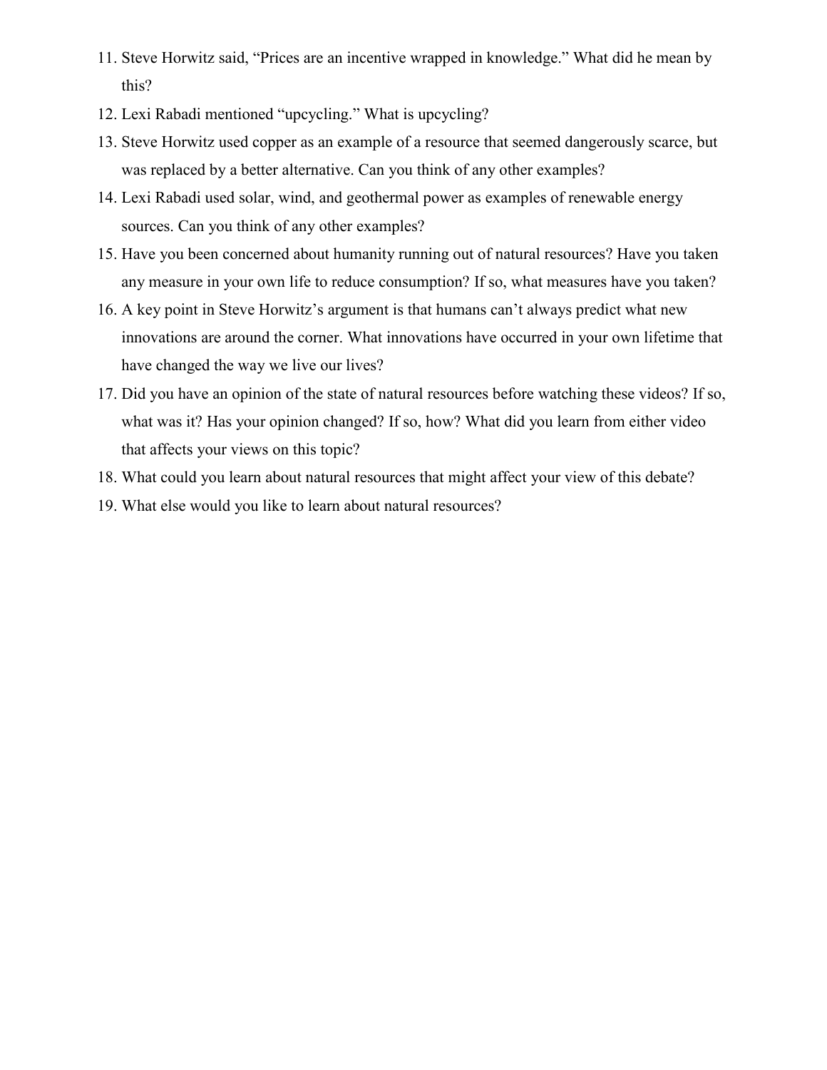11. Steve Horwitz said, "Prices are an incentive wrapped in knowledge." What did he mean by this?
12. Lexi Rabadi mentioned "upcycling." What is upcycling?
13. Steve Horwitz used copper as an example of a resource that seemed dangerously scarce, but was replaced by a better alternative. Can you think of any other examples?
14. Lexi Rabadi used solar, wind, and geothermal power as examples of renewable energy sources. Can you think of any other examples?
15. Have you been concerned about humanity running out of natural resources? Have you taken any measure in your own life to reduce consumption? If so, what measures have you taken?
16. A key point in Steve Horwitz's argument is that humans can't always predict what new innovations are around the corner. What innovations have occurred in your own lifetime that have changed the way we live our lives?
17. Did you have an opinion of the state of natural resources before watching these videos? If so, what was it? Has your opinion changed? If so, how? What did you learn from either video that affects your views on this topic?
18. What could you learn about natural resources that might affect your view of this debate?
19. What else would you like to learn about natural resources?